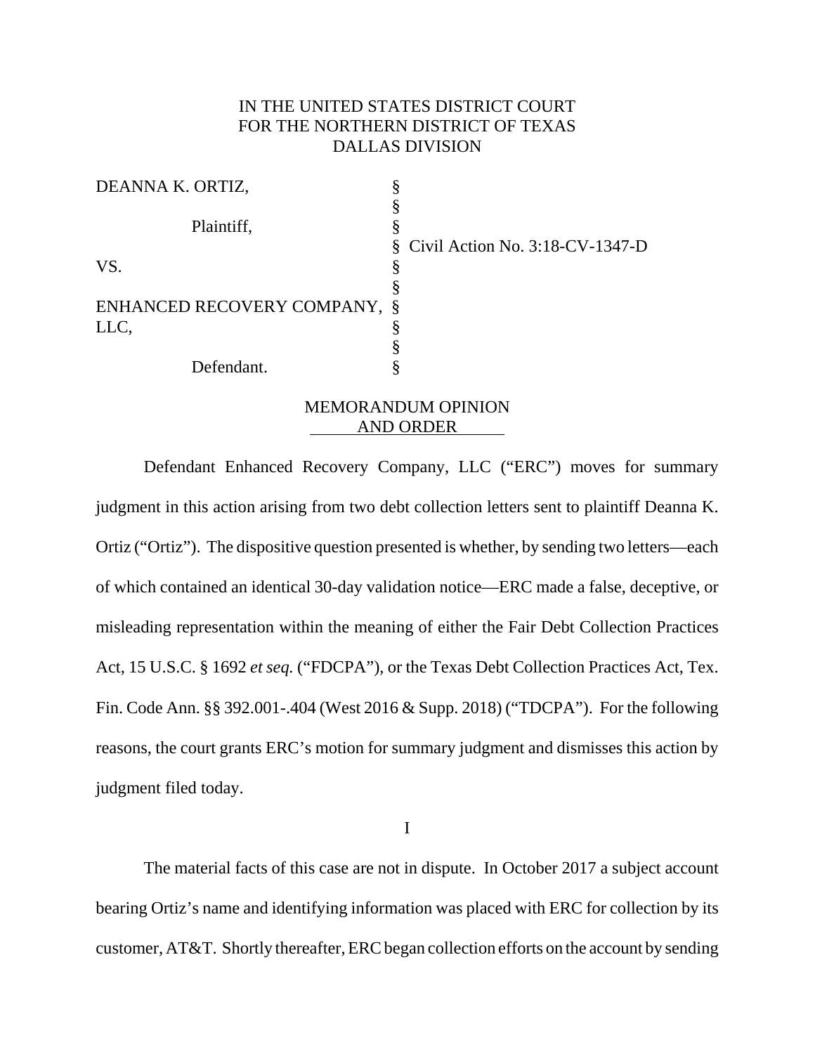IN THE UNITED STATES DISTRICT COURT
FOR THE NORTHERN DISTRICT OF TEXAS
DALLAS DIVISION

| | | |
|---|---|---|
| DEANNA K. ORTIZ, | § | |
| | § | |
| Plaintiff, | § | |
| | § | Civil Action No. 3:18-CV-1347-D |
| VS. | § | |
| | § | |
| ENHANCED RECOVERY COMPANY, LLC, | § | |
| | § | |
| | § | |
| Defendant. | § | |

MEMORANDUM OPINION
AND ORDER

Defendant Enhanced Recovery Company, LLC ("ERC") moves for summary judgment in this action arising from two debt collection letters sent to plaintiff Deanna K. Ortiz ("Ortiz"). The dispositive question presented is whether, by sending two letters—each of which contained an identical 30-day validation notice—ERC made a false, deceptive, or misleading representation within the meaning of either the Fair Debt Collection Practices Act, 15 U.S.C. § 1692 *et seq.* ("FDCPA"), or the Texas Debt Collection Practices Act, Tex. Fin. Code Ann. §§ 392.001-.404 (West 2016 & Supp. 2018) ("TDCPA"). For the following reasons, the court grants ERC's motion for summary judgment and dismisses this action by judgment filed today.

I

The material facts of this case are not in dispute. In October 2017 a subject account bearing Ortiz's name and identifying information was placed with ERC for collection by its customer, AT&T. Shortly thereafter, ERC began collection efforts on the account by sending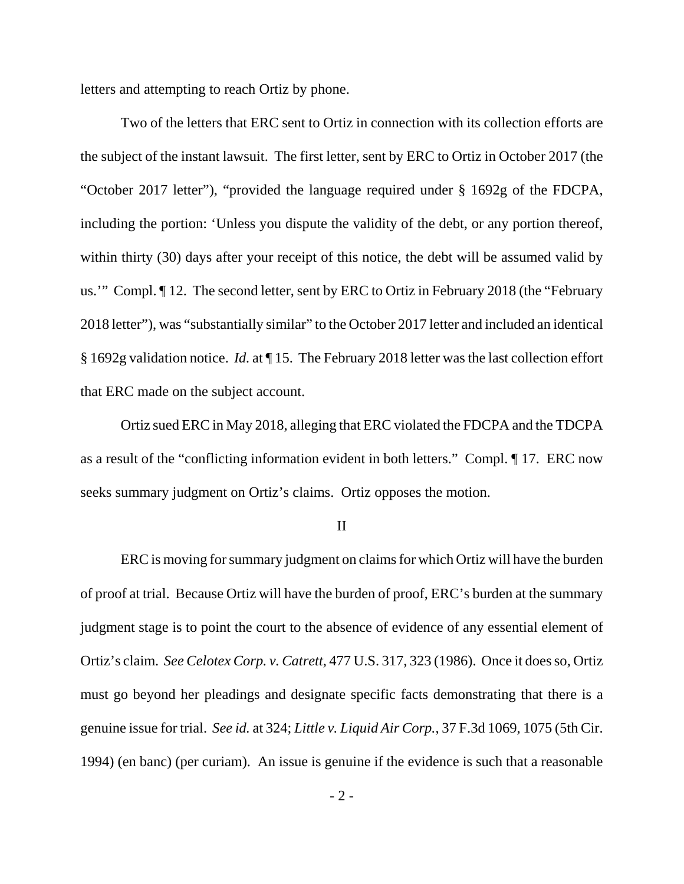letters and attempting to reach Ortiz by phone.

Two of the letters that ERC sent to Ortiz in connection with its collection efforts are the subject of the instant lawsuit. The first letter, sent by ERC to Ortiz in October 2017 (the "October 2017 letter"), "provided the language required under § 1692g of the FDCPA, including the portion: 'Unless you dispute the validity of the debt, or any portion thereof, within thirty (30) days after your receipt of this notice, the debt will be assumed valid by us.'" Compl. ¶ 12. The second letter, sent by ERC to Ortiz in February 2018 (the "February 2018 letter"), was "substantially similar" to the October 2017 letter and included an identical § 1692g validation notice. *Id.* at ¶ 15. The February 2018 letter was the last collection effort that ERC made on the subject account.

Ortiz sued ERC in May 2018, alleging that ERC violated the FDCPA and the TDCPA as a result of the "conflicting information evident in both letters." Compl. ¶ 17. ERC now seeks summary judgment on Ortiz's claims. Ortiz opposes the motion.

II

ERC is moving for summary judgment on claims for which Ortiz will have the burden of proof at trial. Because Ortiz will have the burden of proof, ERC's burden at the summary judgment stage is to point the court to the absence of evidence of any essential element of Ortiz's claim. *See Celotex Corp. v. Catrett*, 477 U.S. 317, 323 (1986). Once it does so, Ortiz must go beyond her pleadings and designate specific facts demonstrating that there is a genuine issue for trial. *See id.* at 324; *Little v. Liquid Air Corp.*, 37 F.3d 1069, 1075 (5th Cir. 1994) (en banc) (per curiam). An issue is genuine if the evidence is such that a reasonable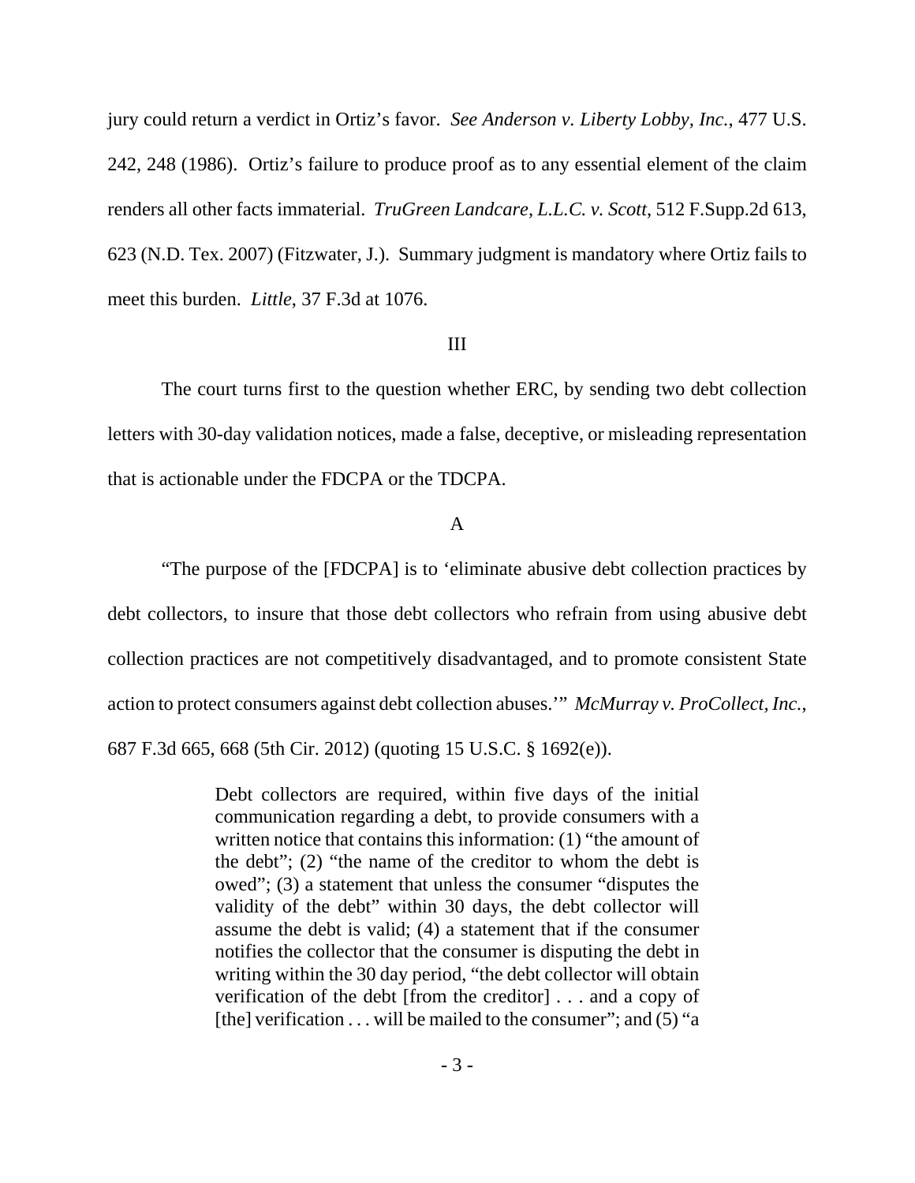jury could return a verdict in Ortiz's favor. *See Anderson v. Liberty Lobby, Inc.*, 477 U.S. 242, 248 (1986). Ortiz's failure to produce proof as to any essential element of the claim renders all other facts immaterial. *TruGreen Landcare, L.L.C. v. Scott*, 512 F.Supp.2d 613, 623 (N.D. Tex. 2007) (Fitzwater, J.). Summary judgment is mandatory where Ortiz fails to meet this burden. *Little*, 37 F.3d at 1076.

## III

The court turns first to the question whether ERC, by sending two debt collection letters with 30-day validation notices, made a false, deceptive, or misleading representation that is actionable under the FDCPA or the TDCPA.

### A

"The purpose of the [FDCPA] is to 'eliminate abusive debt collection practices by debt collectors, to insure that those debt collectors who refrain from using abusive debt collection practices are not competitively disadvantaged, and to promote consistent State action to protect consumers against debt collection abuses.'" *McMurray v. ProCollect, Inc.*, 687 F.3d 665, 668 (5th Cir. 2012) (quoting 15 U.S.C. § 1692(e)).

> Debt collectors are required, within five days of the initial communication regarding a debt, to provide consumers with a written notice that contains this information: (1) "the amount of the debt"; (2) "the name of the creditor to whom the debt is owed"; (3) a statement that unless the consumer "disputes the validity of the debt" within 30 days, the debt collector will assume the debt is valid; (4) a statement that if the consumer notifies the collector that the consumer is disputing the debt in writing within the 30 day period, "the debt collector will obtain verification of the debt [from the creditor] . . . and a copy of [the] verification . . . will be mailed to the consumer"; and (5) "a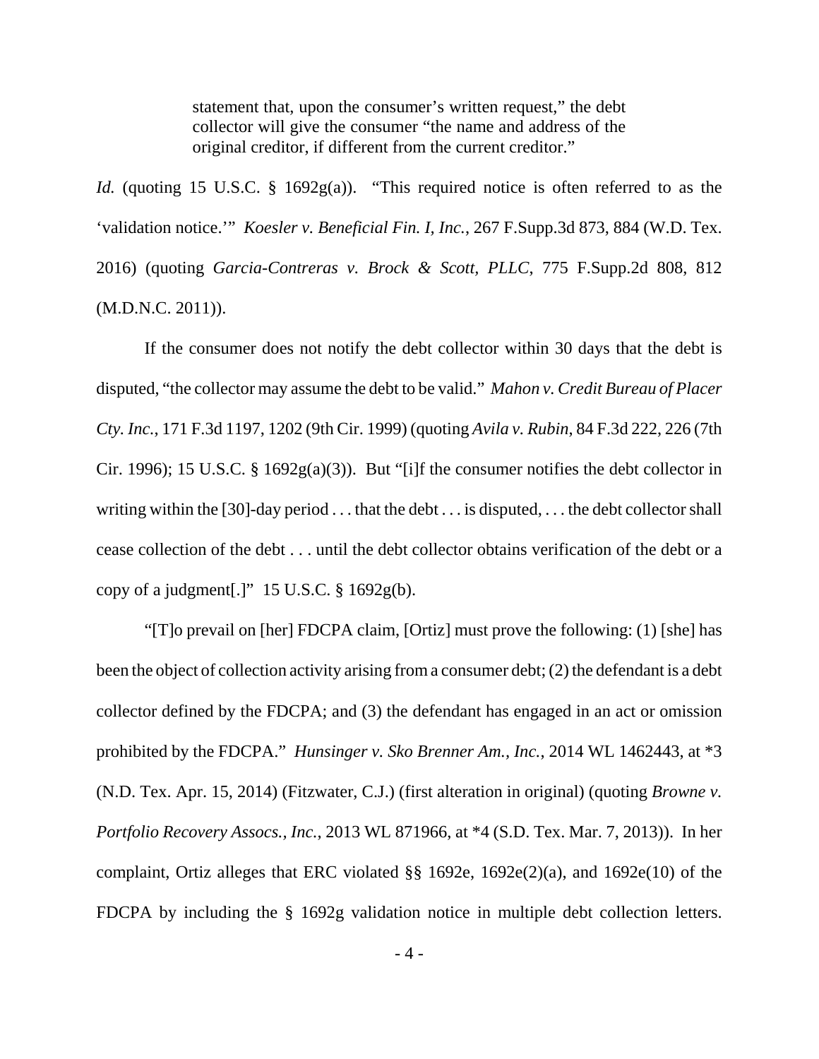> statement that, upon the consumer's written request," the debt collector will give the consumer "the name and address of the original creditor, if different from the current creditor."

*Id.* (quoting 15 U.S.C. § 1692g(a)). "This required notice is often referred to as the 'validation notice.'" *Koesler v. Beneficial Fin. I, Inc.*, 267 F.Supp.3d 873, 884 (W.D. Tex. 2016) (quoting *Garcia-Contreras v. Brock & Scott, PLLC*, 775 F.Supp.2d 808, 812 (M.D.N.C. 2011)).

If the consumer does not notify the debt collector within 30 days that the debt is disputed, "the collector may assume the debt to be valid." *Mahon v. Credit Bureau of Placer Cty. Inc.*, 171 F.3d 1197, 1202 (9th Cir. 1999) (quoting *Avila v. Rubin*, 84 F.3d 222, 226 (7th Cir. 1996); 15 U.S.C. § 1692g(a)(3)). But "[i]f the consumer notifies the debt collector in writing within the [30]-day period . . . that the debt . . . is disputed, . . . the debt collector shall cease collection of the debt . . . until the debt collector obtains verification of the debt or a copy of a judgment[.]" 15 U.S.C. § 1692g(b).

"[T]o prevail on [her] FDCPA claim, [Ortiz] must prove the following: (1) [she] has been the object of collection activity arising from a consumer debt; (2) the defendant is a debt collector defined by the FDCPA; and (3) the defendant has engaged in an act or omission prohibited by the FDCPA." *Hunsinger v. Sko Brenner Am., Inc.*, 2014 WL 1462443, at *3 (N.D. Tex. Apr. 15, 2014) (Fitzwater, C.J.) (first alteration in original) (quoting *Browne v. Portfolio Recovery Assocs., Inc.*, 2013 WL 871966, at *4 (S.D. Tex. Mar. 7, 2013)). In her complaint, Ortiz alleges that ERC violated §§ 1692e, 1692e(2)(a), and 1692e(10) of the FDCPA by including the § 1692g validation notice in multiple debt collection letters.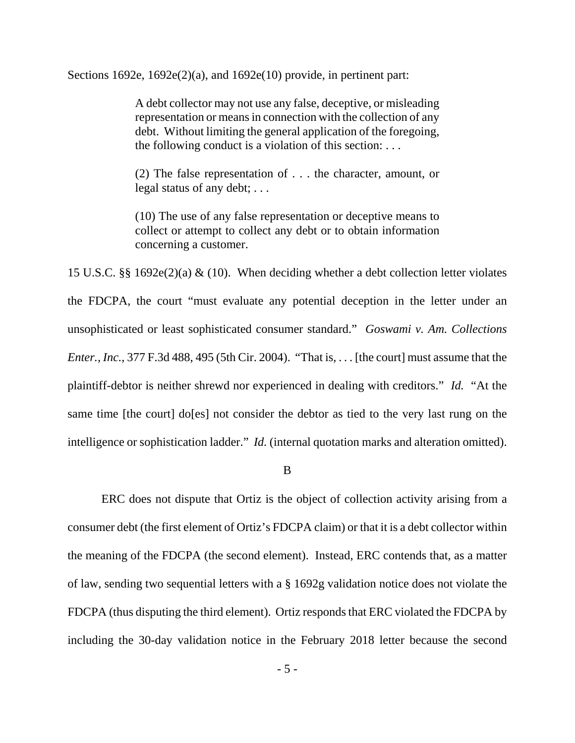Sections 1692e, 1692e(2)(a), and 1692e(10) provide, in pertinent part:

> A debt collector may not use any false, deceptive, or misleading representation or means in connection with the collection of any debt. Without limiting the general application of the foregoing, the following conduct is a violation of this section: . . .
>
> (2) The false representation of . . . the character, amount, or legal status of any debt; . . .
>
> (10) The use of any false representation or deceptive means to collect or attempt to collect any debt or to obtain information concerning a customer.

15 U.S.C. §§ 1692e(2)(a) & (10). When deciding whether a debt collection letter violates the FDCPA, the court "must evaluate any potential deception in the letter under an unsophisticated or least sophisticated consumer standard." *Goswami v. Am. Collections Enter., Inc.*, 377 F.3d 488, 495 (5th Cir. 2004). "That is, . . . [the court] must assume that the plaintiff-debtor is neither shrewd nor experienced in dealing with creditors." *Id.* "At the same time [the court] do[es] not consider the debtor as tied to the very last rung on the intelligence or sophistication ladder." *Id.* (internal quotation marks and alteration omitted).

B

ERC does not dispute that Ortiz is the object of collection activity arising from a consumer debt (the first element of Ortiz's FDCPA claim) or that it is a debt collector within the meaning of the FDCPA (the second element). Instead, ERC contends that, as a matter of law, sending two sequential letters with a § 1692g validation notice does not violate the FDCPA (thus disputing the third element). Ortiz responds that ERC violated the FDCPA by including the 30-day validation notice in the February 2018 letter because the second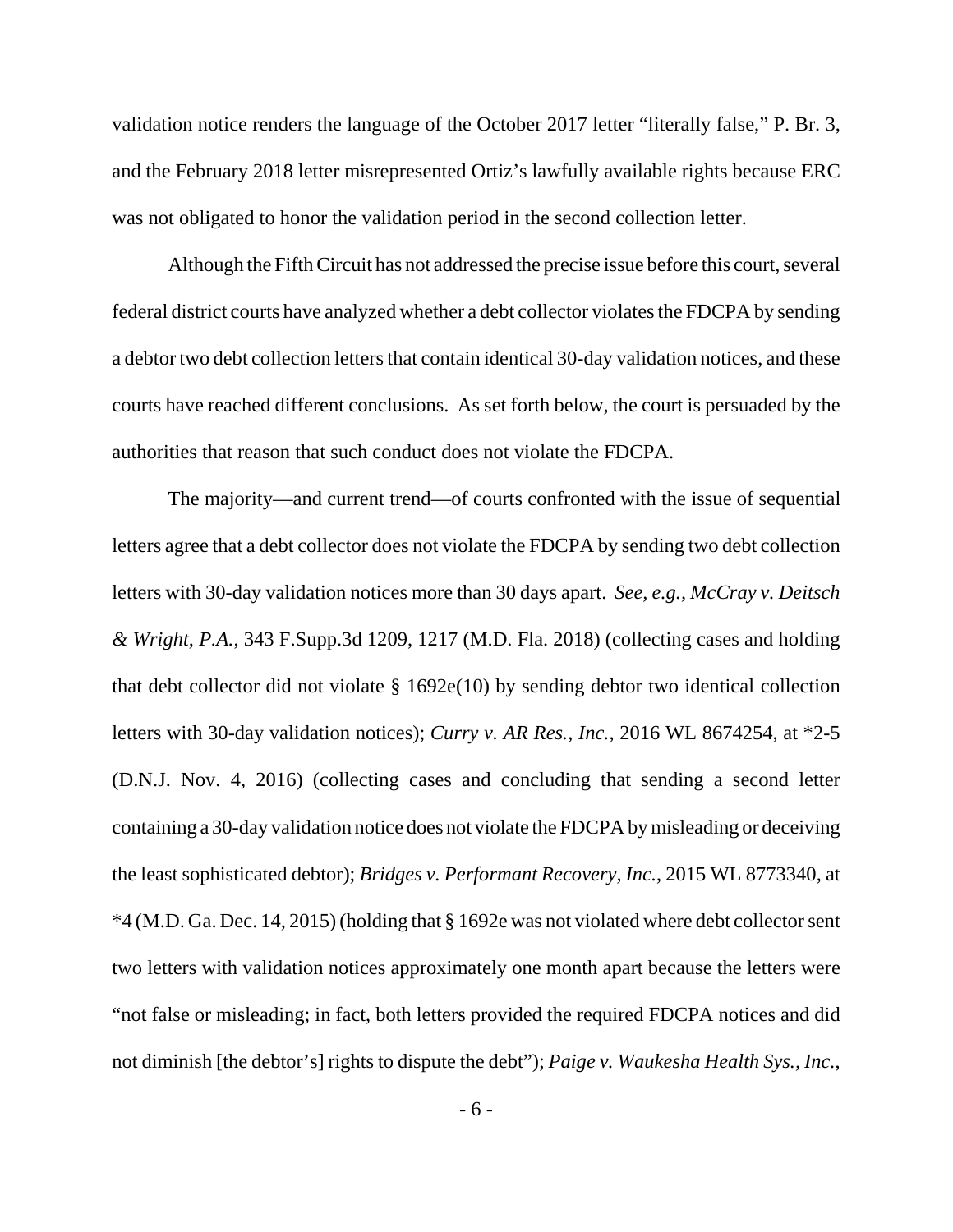validation notice renders the language of the October 2017 letter "literally false," P. Br. 3, and the February 2018 letter misrepresented Ortiz's lawfully available rights because ERC was not obligated to honor the validation period in the second collection letter.

Although the Fifth Circuit has not addressed the precise issue before this court, several federal district courts have analyzed whether a debt collector violates the FDCPA by sending a debtor two debt collection letters that contain identical 30-day validation notices, and these courts have reached different conclusions. As set forth below, the court is persuaded by the authorities that reason that such conduct does not violate the FDCPA.

The majority—and current trend—of courts confronted with the issue of sequential letters agree that a debt collector does not violate the FDCPA by sending two debt collection letters with 30-day validation notices more than 30 days apart. *See, e.g., McCray v. Deitsch & Wright, P.A.*, 343 F.Supp.3d 1209, 1217 (M.D. Fla. 2018) (collecting cases and holding that debt collector did not violate § 1692e(10) by sending debtor two identical collection letters with 30-day validation notices); *Curry v. AR Res., Inc.*, 2016 WL 8674254, at *2-5 (D.N.J. Nov. 4, 2016) (collecting cases and concluding that sending a second letter containing a 30-day validation notice does not violate the FDCPA by misleading or deceiving the least sophisticated debtor); *Bridges v. Performant Recovery, Inc.*, 2015 WL 8773340, at *4 (M.D. Ga. Dec. 14, 2015) (holding that § 1692e was not violated where debt collector sent two letters with validation notices approximately one month apart because the letters were "not false or misleading; in fact, both letters provided the required FDCPA notices and did not diminish [the debtor's] rights to dispute the debt"); *Paige v. Waukesha Health Sys., Inc.*,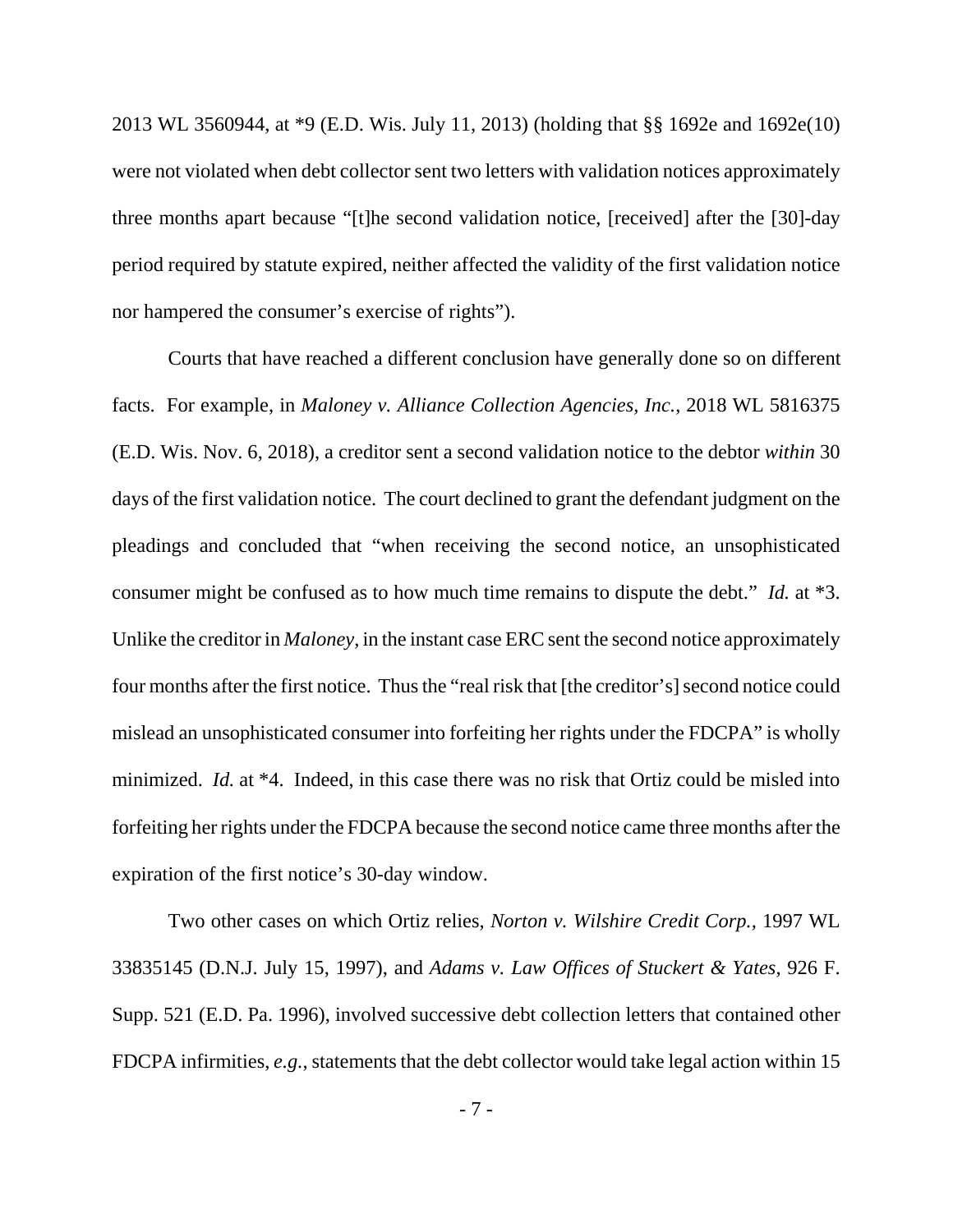2013 WL 3560944, at *9 (E.D. Wis. July 11, 2013) (holding that §§ 1692e and 1692e(10) were not violated when debt collector sent two letters with validation notices approximately three months apart because "[t]he second validation notice, [received] after the [30]-day period required by statute expired, neither affected the validity of the first validation notice nor hampered the consumer's exercise of rights").

Courts that have reached a different conclusion have generally done so on different facts. For example, in *Maloney v. Alliance Collection Agencies, Inc.*, 2018 WL 5816375 (E.D. Wis. Nov. 6, 2018), a creditor sent a second validation notice to the debtor *within* 30 days of the first validation notice. The court declined to grant the defendant judgment on the pleadings and concluded that "when receiving the second notice, an unsophisticated consumer might be confused as to how much time remains to dispute the debt." *Id.* at *3. Unlike the creditor in *Maloney*, in the instant case ERC sent the second notice approximately four months after the first notice. Thus the "real risk that [the creditor's] second notice could mislead an unsophisticated consumer into forfeiting her rights under the FDCPA" is wholly minimized. *Id.* at *4. Indeed, in this case there was no risk that Ortiz could be misled into forfeiting her rights under the FDCPA because the second notice came three months after the expiration of the first notice's 30-day window.

Two other cases on which Ortiz relies, *Norton v. Wilshire Credit Corp.*, 1997 WL 33835145 (D.N.J. July 15, 1997), and *Adams v. Law Offices of Stuckert & Yates*, 926 F. Supp. 521 (E.D. Pa. 1996), involved successive debt collection letters that contained other FDCPA infirmities, *e.g.*, statements that the debt collector would take legal action within 15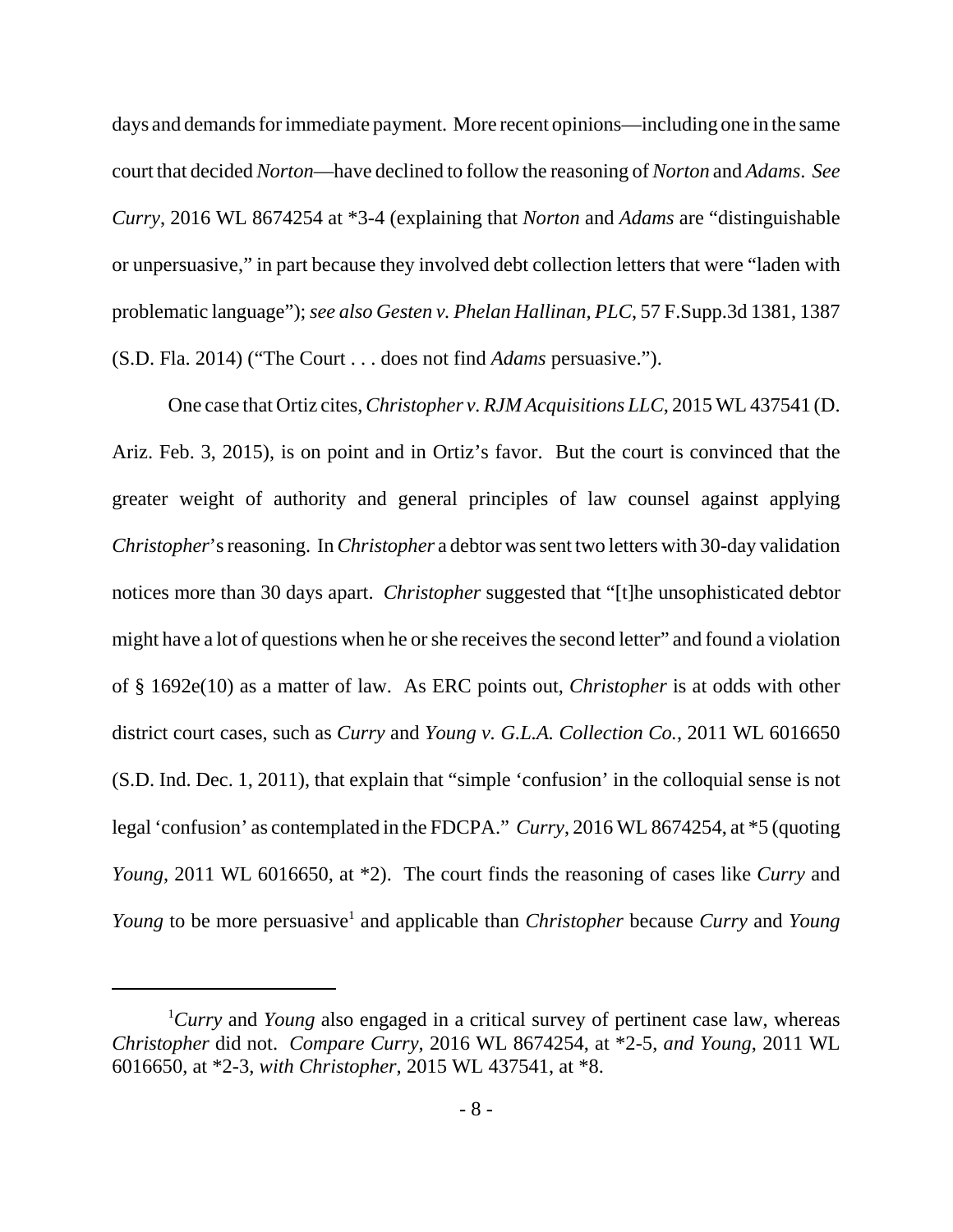days and demands for immediate payment. More recent opinions—including one in the same court that decided *Norton*—have declined to follow the reasoning of *Norton* and *Adams*. *See Curry*, 2016 WL 8674254 at *3-4 (explaining that *Norton* and *Adams* are "distinguishable or unpersuasive," in part because they involved debt collection letters that were "laden with problematic language"); *see also Gesten v. Phelan Hallinan, PLC*, 57 F.Supp.3d 1381, 1387 (S.D. Fla. 2014) ("The Court . . . does not find *Adams* persuasive.").

One case that Ortiz cites, *Christopher v. RJM Acquisitions LLC*, 2015 WL 437541 (D. Ariz. Feb. 3, 2015), is on point and in Ortiz's favor. But the court is convinced that the greater weight of authority and general principles of law counsel against applying *Christopher*'s reasoning. In *Christopher* a debtor was sent two letters with 30-day validation notices more than 30 days apart. *Christopher* suggested that "[t]he unsophisticated debtor might have a lot of questions when he or she receives the second letter" and found a violation of § 1692e(10) as a matter of law. As ERC points out, *Christopher* is at odds with other district court cases, such as *Curry* and *Young v. G.L.A. Collection Co.*, 2011 WL 6016650 (S.D. Ind. Dec. 1, 2011), that explain that "simple 'confusion' in the colloquial sense is not legal 'confusion' as contemplated in the FDCPA." *Curry*, 2016 WL 8674254, at *5 (quoting *Young*, 2011 WL 6016650, at *2). The court finds the reasoning of cases like *Curry* and *Young* to be more persuasive[1] and applicable than *Christopher* because *Curry* and *Young*

---

[1] *Curry* and *Young* also engaged in a critical survey of pertinent case law, whereas *Christopher* did not. *Compare Curry*, 2016 WL 8674254, at *2-5, *and Young*, 2011 WL 6016650, at *2-3, *with Christopher*, 2015 WL 437541, at *8.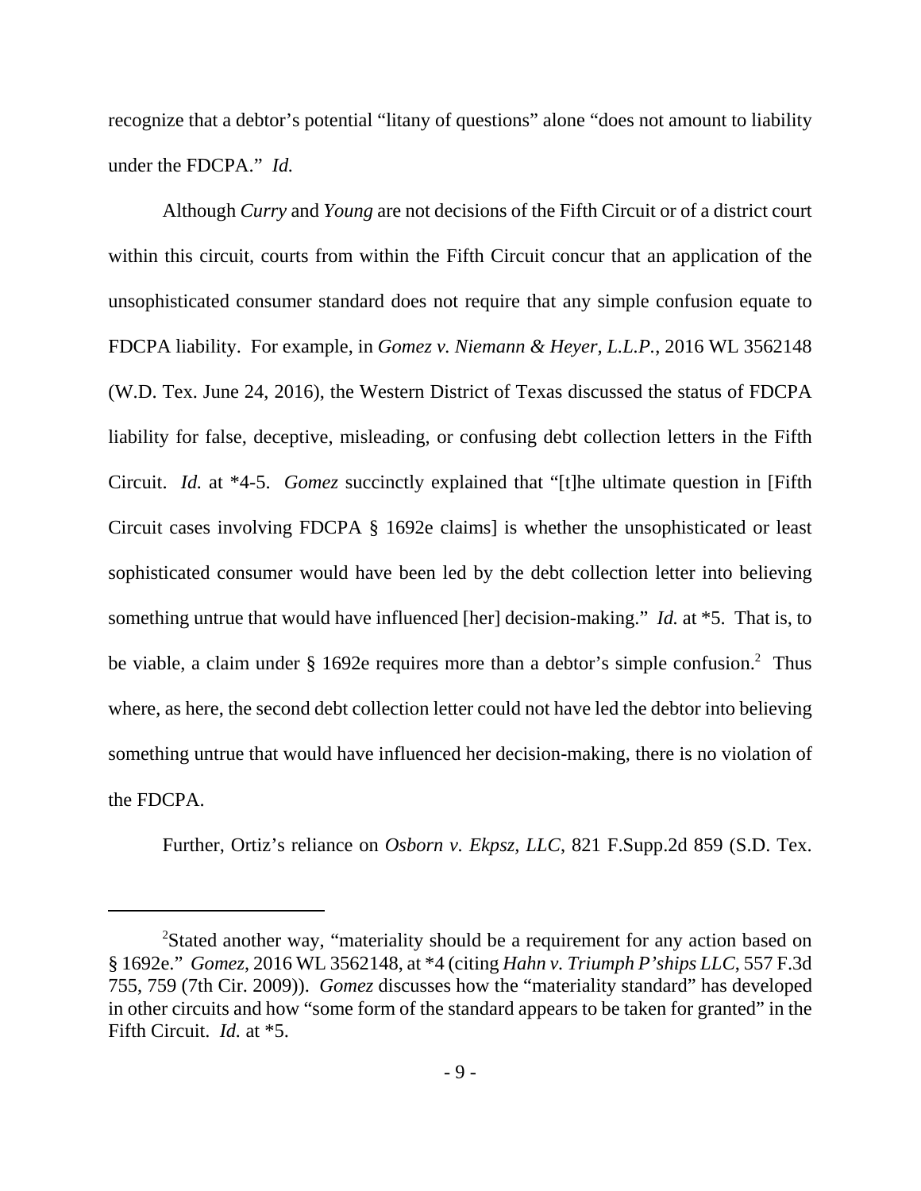recognize that a debtor's potential "litany of questions" alone "does not amount to liability under the FDCPA." *Id.*

Although *Curry* and *Young* are not decisions of the Fifth Circuit or of a district court within this circuit, courts from within the Fifth Circuit concur that an application of the unsophisticated consumer standard does not require that any simple confusion equate to FDCPA liability. For example, in *Gomez v. Niemann & Heyer, L.L.P.*, 2016 WL 3562148 (W.D. Tex. June 24, 2016), the Western District of Texas discussed the status of FDCPA liability for false, deceptive, misleading, or confusing debt collection letters in the Fifth Circuit. *Id.* at *4-5. *Gomez* succinctly explained that "[t]he ultimate question in [Fifth Circuit cases involving FDCPA § 1692e claims] is whether the unsophisticated or least sophisticated consumer would have been led by the debt collection letter into believing something untrue that would have influenced [her] decision-making." *Id.* at *5. That is, to be viable, a claim under § 1692e requires more than a debtor's simple confusion.[2] Thus where, as here, the second debt collection letter could not have led the debtor into believing something untrue that would have influenced her decision-making, there is no violation of the FDCPA.

Further, Ortiz's reliance on *Osborn v. Ekpsz, LLC*, 821 F.Supp.2d 859 (S.D. Tex.

---

[2]Stated another way, "materiality should be a requirement for any action based on § 1692e." *Gomez*, 2016 WL 3562148, at *4 (citing *Hahn v. Triumph P'ships LLC*, 557 F.3d 755, 759 (7th Cir. 2009)). *Gomez* discusses how the "materiality standard" has developed in other circuits and how "some form of the standard appears to be taken for granted" in the Fifth Circuit. *Id.* at *5.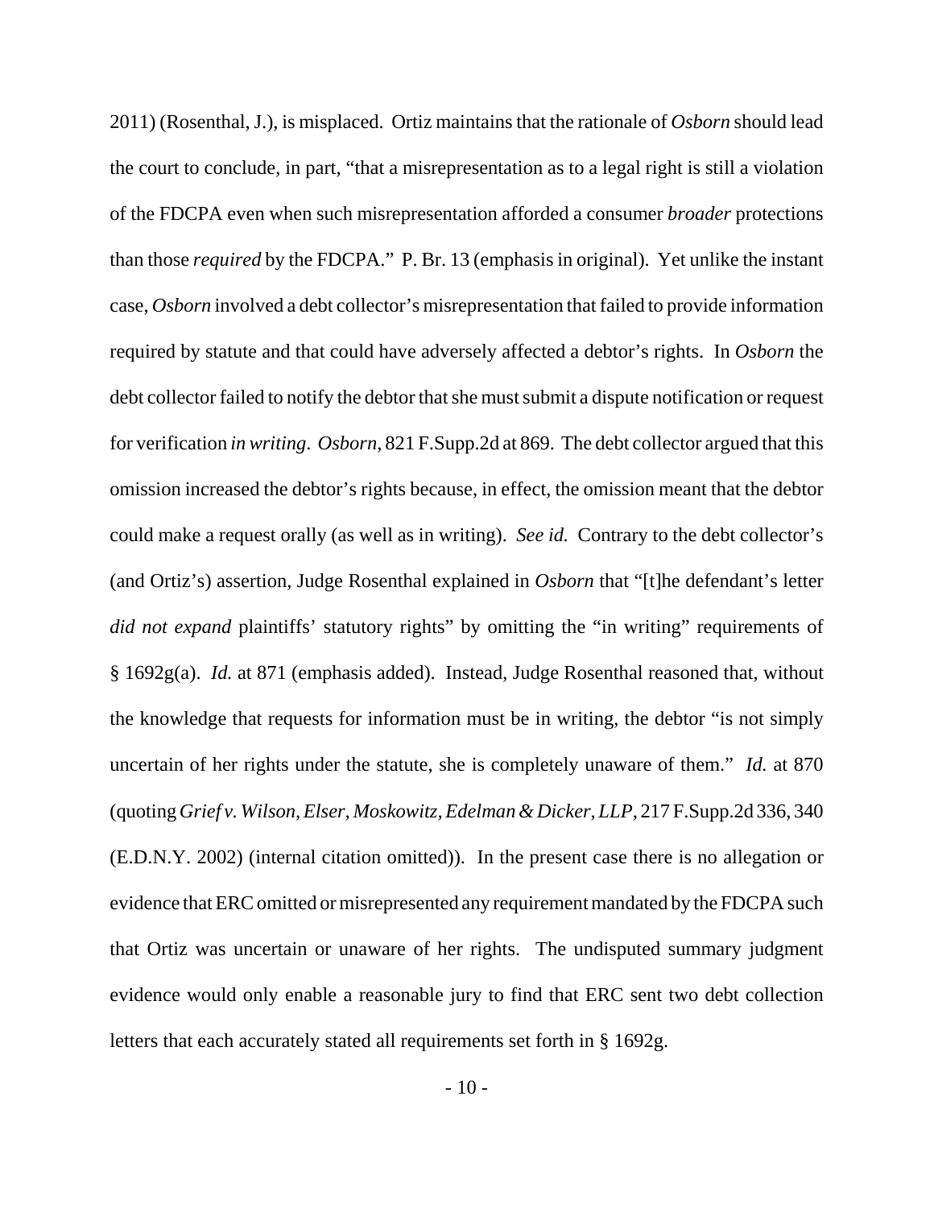2011) (Rosenthal, J.), is misplaced. Ortiz maintains that the rationale of *Osborn* should lead the court to conclude, in part, "that a misrepresentation as to a legal right is still a violation of the FDCPA even when such misrepresentation afforded a consumer *broader* protections than those *required* by the FDCPA." P. Br. 13 (emphasis in original). Yet unlike the instant case, *Osborn* involved a debt collector's misrepresentation that failed to provide information required by statute and that could have adversely affected a debtor's rights. In *Osborn* the debt collector failed to notify the debtor that she must submit a dispute notification or request for verification *in writing*. *Osborn*, 821 F.Supp.2d at 869. The debt collector argued that this omission increased the debtor's rights because, in effect, the omission meant that the debtor could make a request orally (as well as in writing). *See id.* Contrary to the debt collector's (and Ortiz's) assertion, Judge Rosenthal explained in *Osborn* that "[t]he defendant's letter *did not expand* plaintiffs' statutory rights" by omitting the "in writing" requirements of § 1692g(a). *Id.* at 871 (emphasis added). Instead, Judge Rosenthal reasoned that, without the knowledge that requests for information must be in writing, the debtor "is not simply uncertain of her rights under the statute, she is completely unaware of them." *Id.* at 870 (quoting *Grief v. Wilson, Elser, Moskowitz, Edelman & Dicker, LLP*, 217 F.Supp.2d 336, 340 (E.D.N.Y. 2002) (internal citation omitted)). In the present case there is no allegation or evidence that ERC omitted or misrepresented any requirement mandated by the FDCPA such that Ortiz was uncertain or unaware of her rights. The undisputed summary judgment evidence would only enable a reasonable jury to find that ERC sent two debt collection letters that each accurately stated all requirements set forth in § 1692g.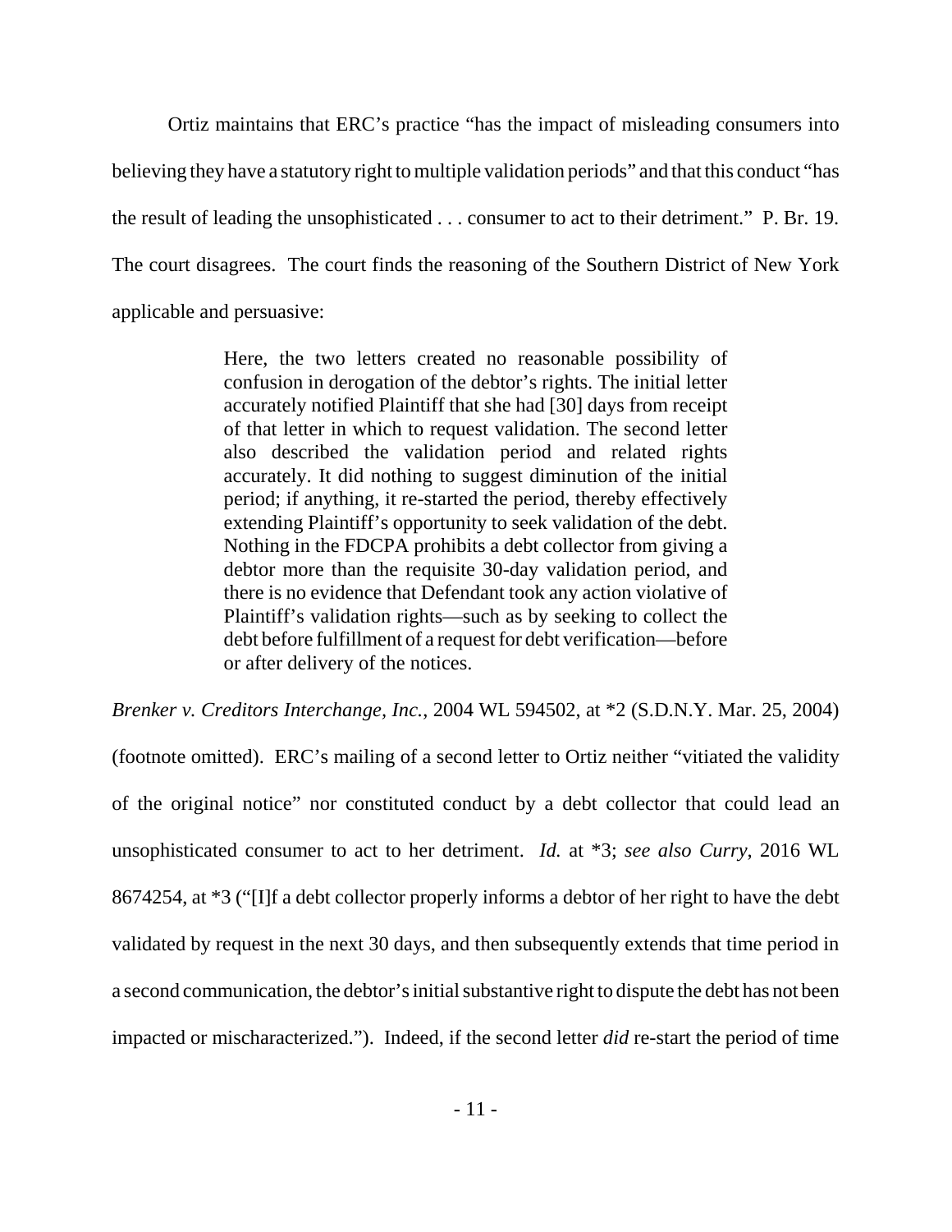Ortiz maintains that ERC's practice "has the impact of misleading consumers into believing they have a statutory right to multiple validation periods" and that this conduct "has the result of leading the unsophisticated . . . consumer to act to their detriment." P. Br. 19. The court disagrees. The court finds the reasoning of the Southern District of New York applicable and persuasive:

> Here, the two letters created no reasonable possibility of confusion in derogation of the debtor's rights. The initial letter accurately notified Plaintiff that she had [30] days from receipt of that letter in which to request validation. The second letter also described the validation period and related rights accurately. It did nothing to suggest diminution of the initial period; if anything, it re-started the period, thereby effectively extending Plaintiff's opportunity to seek validation of the debt. Nothing in the FDCPA prohibits a debt collector from giving a debtor more than the requisite 30-day validation period, and there is no evidence that Defendant took any action violative of Plaintiff's validation rights—such as by seeking to collect the debt before fulfillment of a request for debt verification—before or after delivery of the notices.

*Brenker v. Creditors Interchange, Inc.*, 2004 WL 594502, at *2 (S.D.N.Y. Mar. 25, 2004) (footnote omitted). ERC's mailing of a second letter to Ortiz neither "vitiated the validity of the original notice" nor constituted conduct by a debt collector that could lead an unsophisticated consumer to act to her detriment. *Id.* at *3; *see also Curry*, 2016 WL 8674254, at *3 ("[I]f a debt collector properly informs a debtor of her right to have the debt validated by request in the next 30 days, and then subsequently extends that time period in a second communication, the debtor's initial substantive right to dispute the debt has not been impacted or mischaracterized."). Indeed, if the second letter *did* re-start the period of time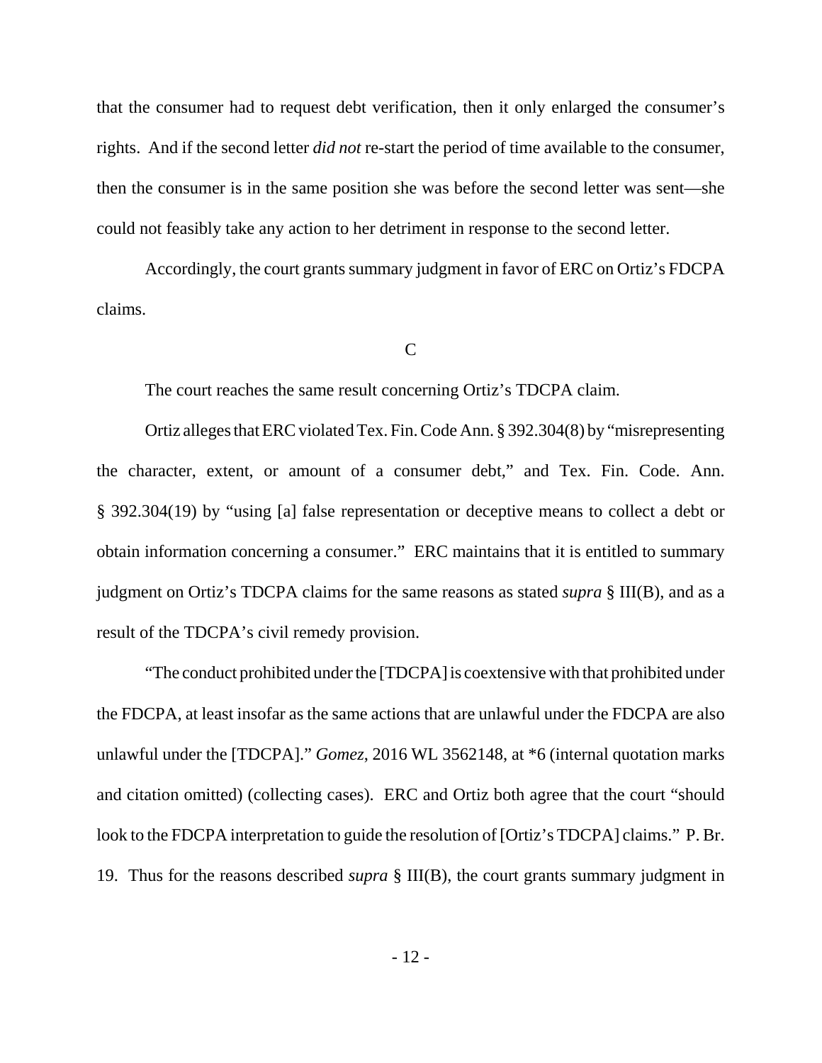that the consumer had to request debt verification, then it only enlarged the consumer's rights. And if the second letter *did not* re-start the period of time available to the consumer, then the consumer is in the same position she was before the second letter was sent—she could not feasibly take any action to her detriment in response to the second letter.

Accordingly, the court grants summary judgment in favor of ERC on Ortiz's FDCPA claims.

C

The court reaches the same result concerning Ortiz's TDCPA claim.

Ortiz alleges that ERC violated Tex. Fin. Code Ann. § 392.304(8) by "misrepresenting the character, extent, or amount of a consumer debt," and Tex. Fin. Code. Ann. § 392.304(19) by "using [a] false representation or deceptive means to collect a debt or obtain information concerning a consumer." ERC maintains that it is entitled to summary judgment on Ortiz's TDCPA claims for the same reasons as stated *supra* § III(B), and as a result of the TDCPA's civil remedy provision.

"The conduct prohibited under the [TDCPA] is coextensive with that prohibited under the FDCPA, at least insofar as the same actions that are unlawful under the FDCPA are also unlawful under the [TDCPA]." *Gomez*, 2016 WL 3562148, at *6 (internal quotation marks and citation omitted) (collecting cases). ERC and Ortiz both agree that the court "should look to the FDCPA interpretation to guide the resolution of [Ortiz's TDCPA] claims." P. Br. 19. Thus for the reasons described *supra* § III(B), the court grants summary judgment in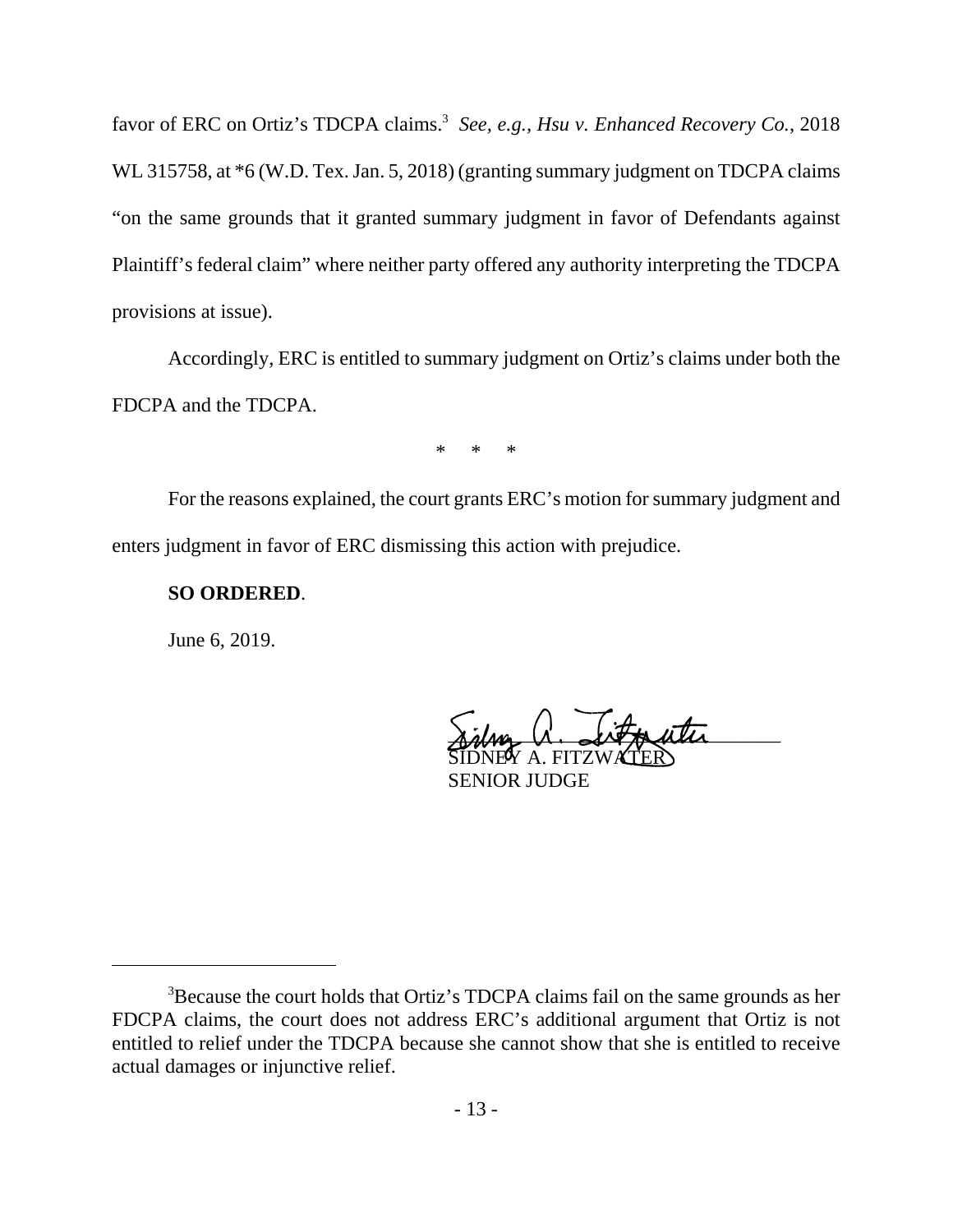favor of ERC on Ortiz's TDCPA claims.[3] *See, e.g.*, *Hsu v. Enhanced Recovery Co.*, 2018 WL 315758, at *6 (W.D. Tex. Jan. 5, 2018) (granting summary judgment on TDCPA claims "on the same grounds that it granted summary judgment in favor of Defendants against Plaintiff's federal claim" where neither party offered any authority interpreting the TDCPA provisions at issue).

Accordingly, ERC is entitled to summary judgment on Ortiz's claims under both the FDCPA and the TDCPA.

\* \* \*

For the reasons explained, the court grants ERC's motion for summary judgment and enters judgment in favor of ERC dismissing this action with prejudice.

**SO ORDERED**.

June 6, 2019.

SIDNEY A. FITZWATER
SENIOR JUDGE

---

[3]Because the court holds that Ortiz's TDCPA claims fail on the same grounds as her FDCPA claims, the court does not address ERC's additional argument that Ortiz is not entitled to relief under the TDCPA because she cannot show that she is entitled to receive actual damages or injunctive relief.